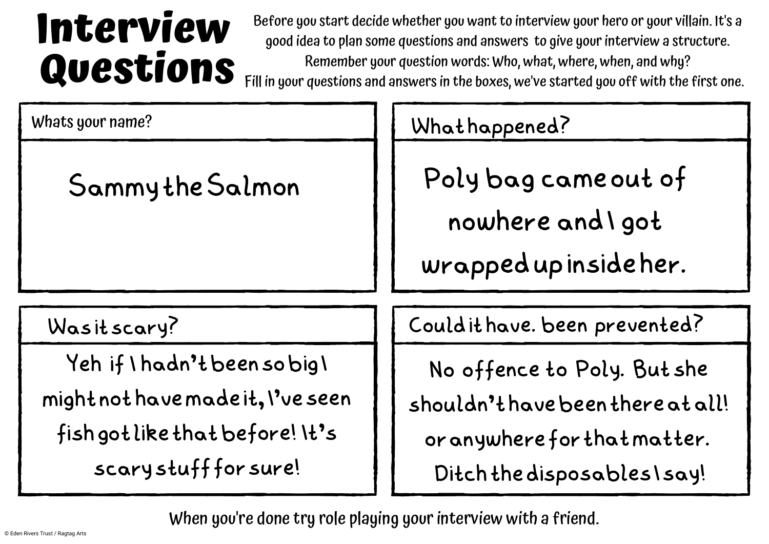# Interview Questions

Before you start decide whether you want to interview your hero or your villain. It's a good idea to plan some questions and answers to give your interview a structure. Remember your question words: Who, what, where, when, and why? Fill in your questions and answers in the boxes, we've started you off with the first one.

**Whats your name?**

Sammy the Salmon

**What happened?**

Poly bag came out of nowhere and I got wrapped up inside her.

**Was it scary?**

Yeh if I hadn't been so big I might not have made it, I've seen fish got like that before! It's scary stuff for sure!

**Could it have. been prevented?**

No offence to Poly. But she shouldn't have been there at all! or anywhere for that matter. Ditch the disposables I say!

When you're done try role playing your interview with a friend.

© Eden Rivers Trust / Ragtag Arts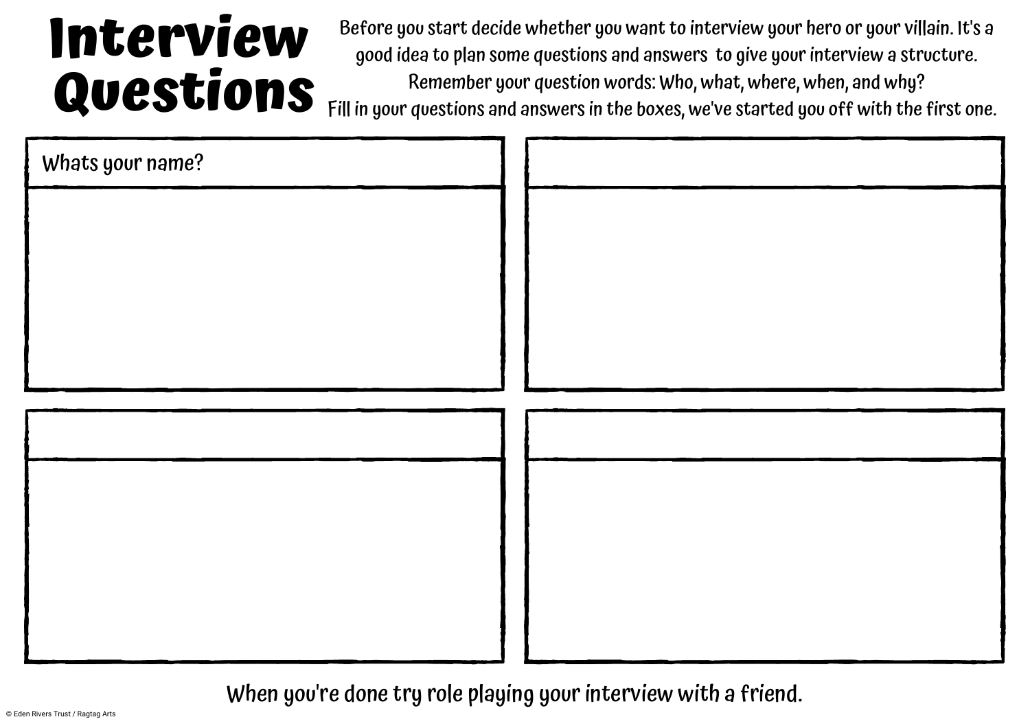# Interview Questions

Before you start decide whether you want to interview your hero or your villain. It's a good idea to plan some questions and answers to give your interview a structure. Remember your question words: Who, what, where, when, and why? Fill in your questions and answers in the boxes, we've started you off with the first one.

| Whats your name? | |
| --- | --- |
| | |

| | |
| --- | --- |
| | |

When you're done try role playing your interview with a friend.

© Eden Rivers Trust / Ragtag Arts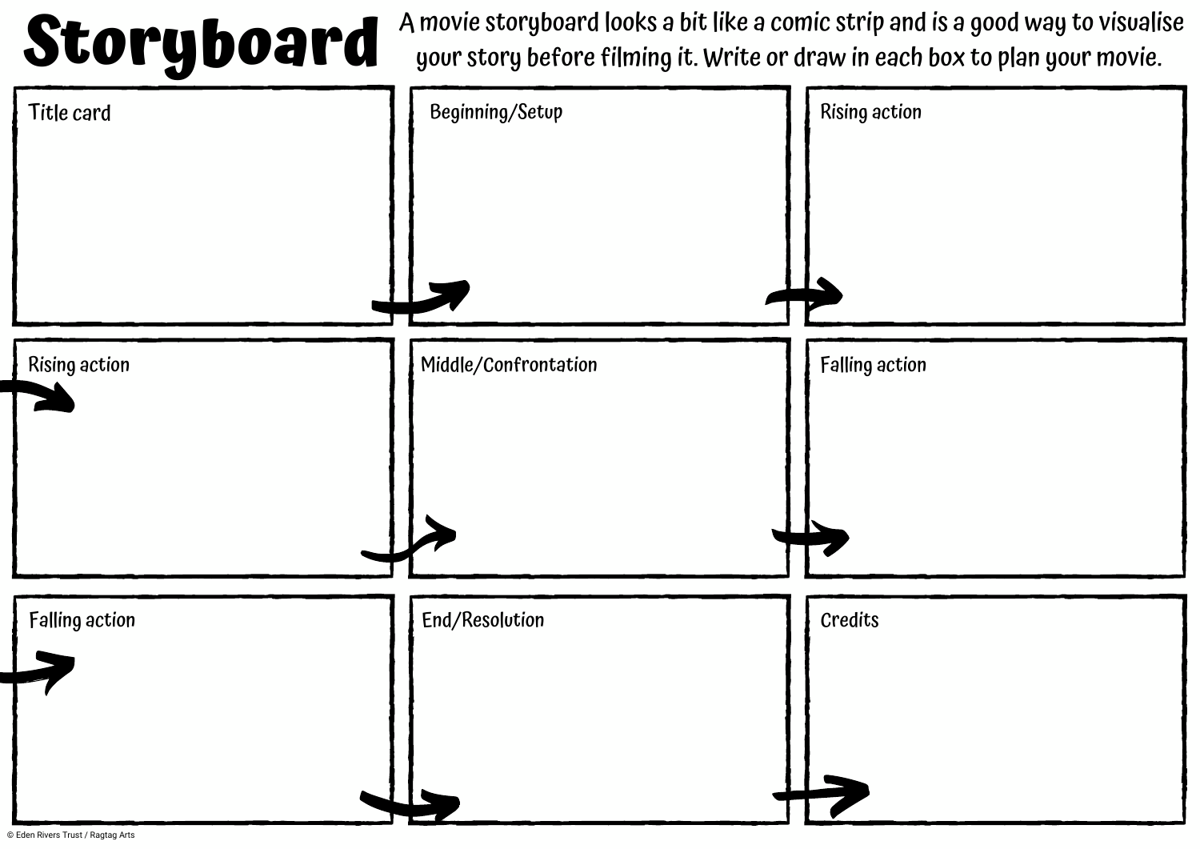# Storyboard

A movie storyboard looks a bit like a comic strip and is a good way to visualise your story before filming it. Write or draw in each box to plan your movie.

| | | |
|---|---|---|
| Title card | Beginning/Setup | Rising action |
| Rising action | Middle/Confrontation | Falling action |
| Falling action | End/Resolution | Credits |

© Eden Rivers Trust / Ragtag Arts